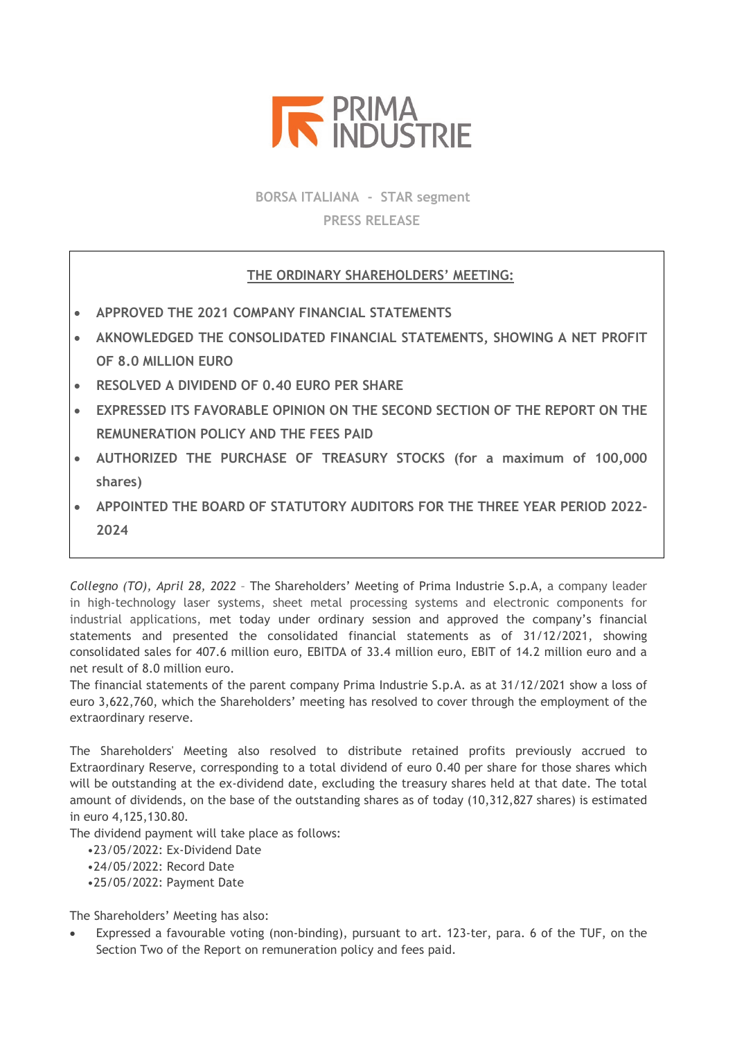PRIMA INDUSTRIE

BORSA ITALIANA - STAR segment

PRESS RELEASE

**THE ORDINARY SHAREHOLDERS' MEETING:**

- **APPROVED THE 2021 COMPANY FINANCIAL STATEMENTS**
- **AKNOWLEDGED THE CONSOLIDATED FINANCIAL STATEMENTS, SHOWING A NET PROFIT OF 8.0 MILLION EURO**
- **RESOLVED A DIVIDEND OF 0.40 EURO PER SHARE**
- **EXPRESSED ITS FAVORABLE OPINION ON THE SECOND SECTION OF THE REPORT ON THE REMUNERATION POLICY AND THE FEES PAID**
- **AUTHORIZED THE PURCHASE OF TREASURY STOCKS (for a maximum of 100,000 shares)**
- **APPOINTED THE BOARD OF STATUTORY AUDITORS FOR THE THREE YEAR PERIOD 2022-2024**

*Collegno (TO), April 28, 2022* – The Shareholders' Meeting of Prima Industrie S.p.A, a company leader in high-technology laser systems, sheet metal processing systems and electronic components for industrial applications, met today under ordinary session and approved the company's financial statements and presented the consolidated financial statements as of 31/12/2021, showing consolidated sales for 407.6 million euro, EBITDA of 33.4 million euro, EBIT of 14.2 million euro and a net result of 8.0 million euro.

The financial statements of the parent company Prima Industrie S.p.A. as at 31/12/2021 show a loss of euro 3,622,760, which the Shareholders' meeting has resolved to cover through the employment of the extraordinary reserve.

The Shareholders' Meeting also resolved to distribute retained profits previously accrued to Extraordinary Reserve, corresponding to a total dividend of euro 0.40 per share for those shares which will be outstanding at the ex-dividend date, excluding the treasury shares held at that date. The total amount of dividends, on the base of the outstanding shares as of today (10,312,827 shares) is estimated in euro 4,125,130.80.

The dividend payment will take place as follows:

- 23/05/2022: Ex-Dividend Date
- 24/05/2022: Record Date
- 25/05/2022: Payment Date

The Shareholders' Meeting has also:

- Expressed a favourable voting (non-binding), pursuant to art. 123-ter, para. 6 of the TUF, on the Section Two of the Report on remuneration policy and fees paid.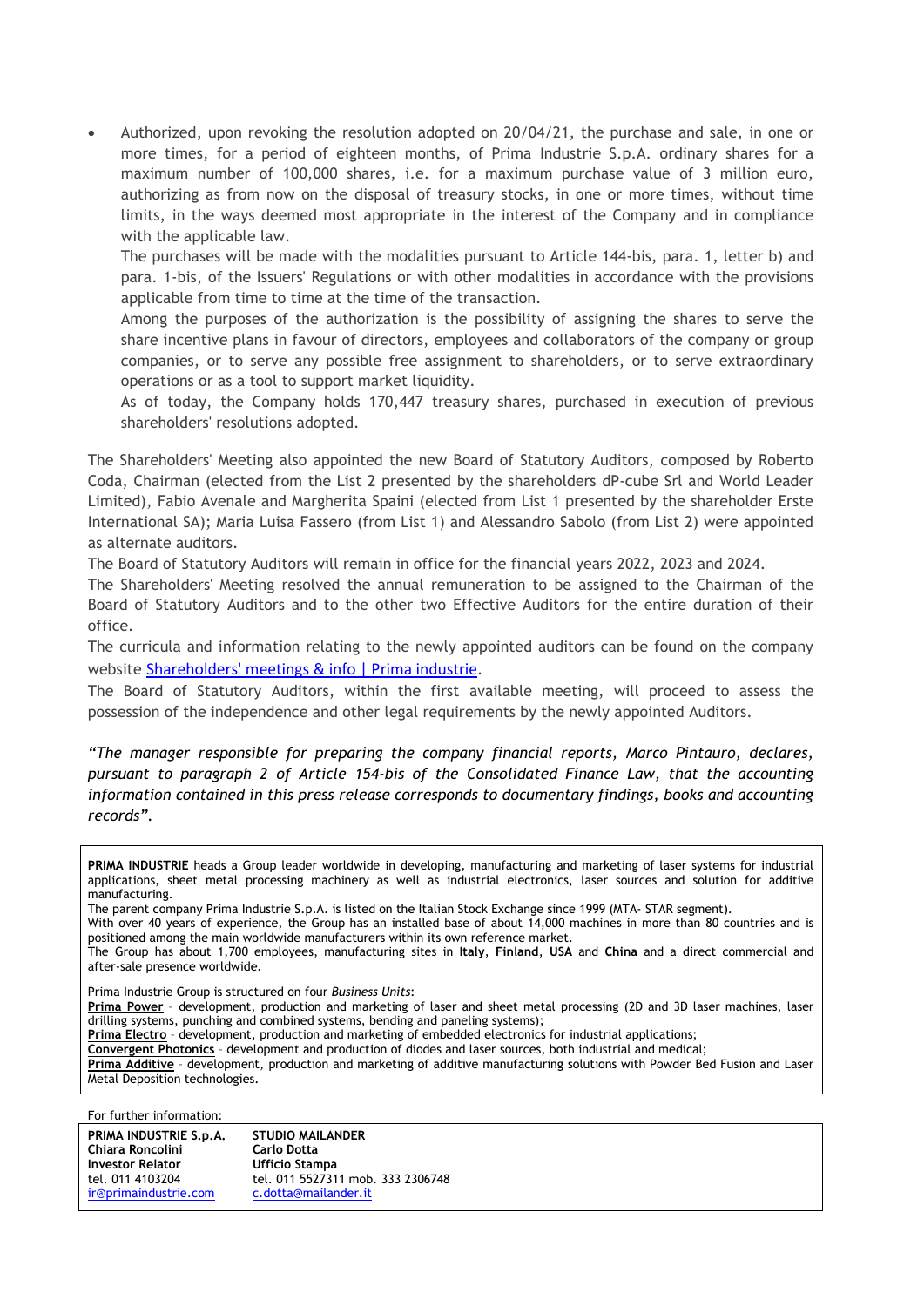- Authorized, upon revoking the resolution adopted on 20/04/21, the purchase and sale, in one or more times, for a period of eighteen months, of Prima Industrie S.p.A. ordinary shares for a maximum number of 100,000 shares, i.e. for a maximum purchase value of 3 million euro, authorizing as from now on the disposal of treasury stocks, in one or more times, without time limits, in the ways deemed most appropriate in the interest of the Company and in compliance with the applicable law.

  The purchases will be made with the modalities pursuant to Article 144-bis, para. 1, letter b) and para. 1-bis, of the Issuers' Regulations or with other modalities in accordance with the provisions applicable from time to time at the time of the transaction.

  Among the purposes of the authorization is the possibility of assigning the shares to serve the share incentive plans in favour of directors, employees and collaborators of the company or group companies, or to serve any possible free assignment to shareholders, or to serve extraordinary operations or as a tool to support market liquidity.

  As of today, the Company holds 170,447 treasury shares, purchased in execution of previous shareholders' resolutions adopted.

The Shareholders' Meeting also appointed the new Board of Statutory Auditors, composed by Roberto Coda, Chairman (elected from the List 2 presented by the shareholders dP-cube Srl and World Leader Limited), Fabio Avenale and Margherita Spaini (elected from List 1 presented by the shareholder Erste International SA); Maria Luisa Fassero (from List 1) and Alessandro Sabolo (from List 2) were appointed as alternate auditors.

The Board of Statutory Auditors will remain in office for the financial years 2022, 2023 and 2024.

The Shareholders' Meeting resolved the annual remuneration to be assigned to the Chairman of the Board of Statutory Auditors and to the other two Effective Auditors for the entire duration of their office.

The curricula and information relating to the newly appointed auditors can be found on the company website Shareholders' meetings & info | Prima industrie.

The Board of Statutory Auditors, within the first available meeting, will proceed to assess the possession of the independence and other legal requirements by the newly appointed Auditors.

*"The manager responsible for preparing the company financial reports, Marco Pintauro, declares, pursuant to paragraph 2 of Article 154-bis of the Consolidated Finance Law, that the accounting information contained in this press release corresponds to documentary findings, books and accounting records".*

**PRIMA INDUSTRIE** heads a Group leader worldwide in developing, manufacturing and marketing of laser systems for industrial applications, sheet metal processing machinery as well as industrial electronics, laser sources and solution for additive manufacturing.

The parent company Prima Industrie S.p.A. is listed on the Italian Stock Exchange since 1999 (MTA- STAR segment).

With over 40 years of experience, the Group has an installed base of about 14,000 machines in more than 80 countries and is positioned among the main worldwide manufacturers within its own reference market.

The Group has about 1,700 employees, manufacturing sites in **Italy**, **Finland**, **USA** and **China** and a direct commercial and after-sale presence worldwide.

Prima Industrie Group is structured on four *Business Units*:

**Prima Power** – development, production and marketing of laser and sheet metal processing (2D and 3D laser machines, laser drilling systems, punching and combined systems, bending and paneling systems);

**Prima Electro** – development, production and marketing of embedded electronics for industrial applications;

**Convergent Photonics** – development and production of diodes and laser sources, both industrial and medical;

**Prima Additive** – development, production and marketing of additive manufacturing solutions with Powder Bed Fusion and Laser Metal Deposition technologies.

For further information:

| | |
|---|---|
| **PRIMA INDUSTRIE S.p.A.** | **STUDIO MAILANDER** |
| **Chiara Roncolini** | **Carlo Dotta** |
| **Investor Relator** | **Ufficio Stampa** |
| tel. 011 4103204 | tel. 011 5527311 mob. 333 2306748 |
| ir@primaindustrie.com | c.dotta@mailander.it |